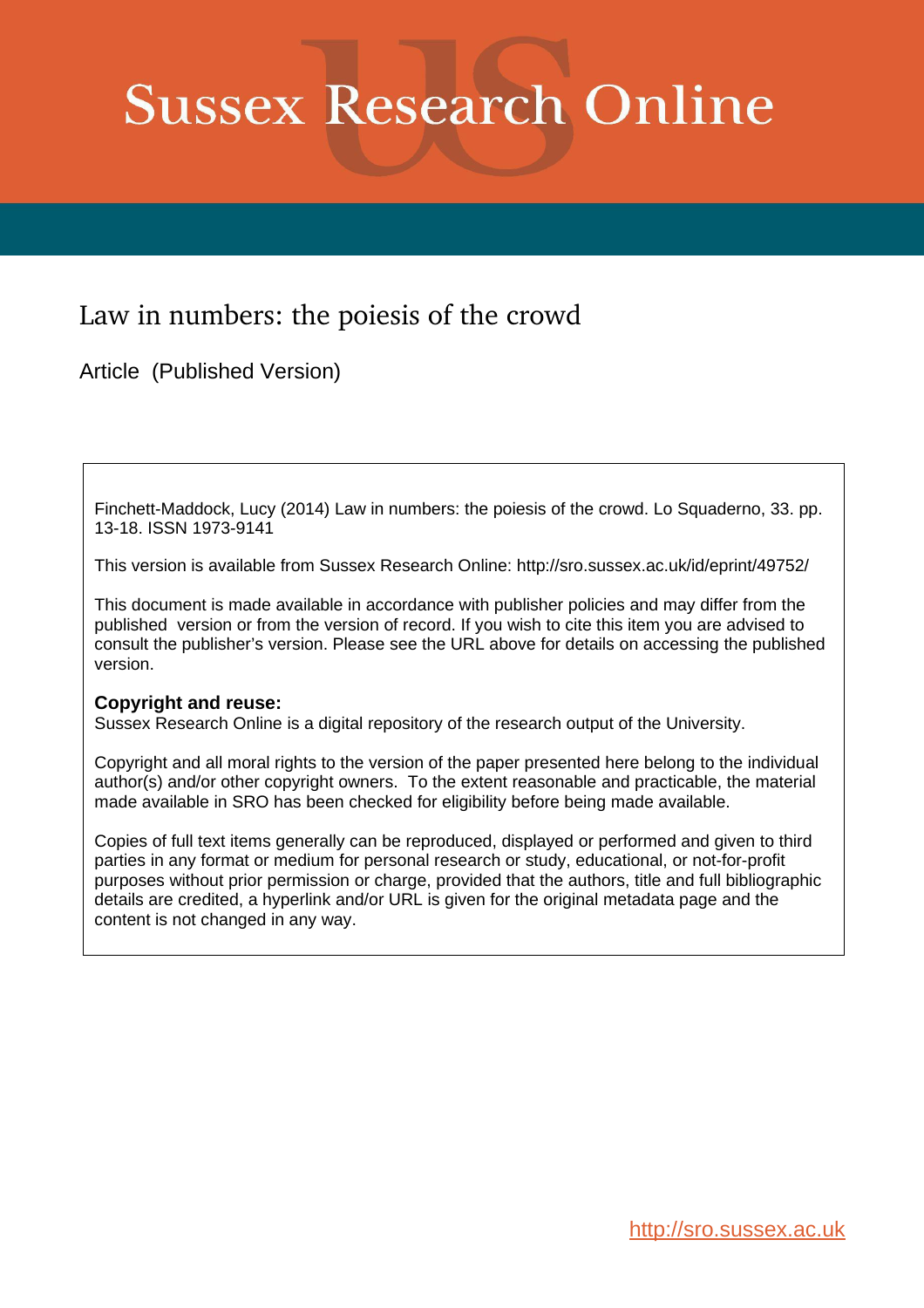# Sussex Research Online

## Law in numbers: the poiesis of the crowd

Article (Published Version)

Finchett-Maddock, Lucy (2014) Law in numbers: the poiesis of the crowd. Lo Squaderno, 33. pp. 13-18. ISSN 1973-9141

This version is available from Sussex Research Online: http://sro.sussex.ac.uk/id/eprint/49752/

This document is made available in accordance with publisher policies and may differ from the published version or from the version of record. If you wish to cite this item you are advised to consult the publisher's version. Please see the URL above for details on accessing the published version.

**Copyright and reuse:**
Sussex Research Online is a digital repository of the research output of the University.

Copyright and all moral rights to the version of the paper presented here belong to the individual author(s) and/or other copyright owners. To the extent reasonable and practicable, the material made available in SRO has been checked for eligibility before being made available.

Copies of full text items generally can be reproduced, displayed or performed and given to third parties in any format or medium for personal research or study, educational, or not-for-profit purposes without prior permission or charge, provided that the authors, title and full bibliographic details are credited, a hyperlink and/or URL is given for the original metadata page and the content is not changed in any way.

http://sro.sussex.ac.uk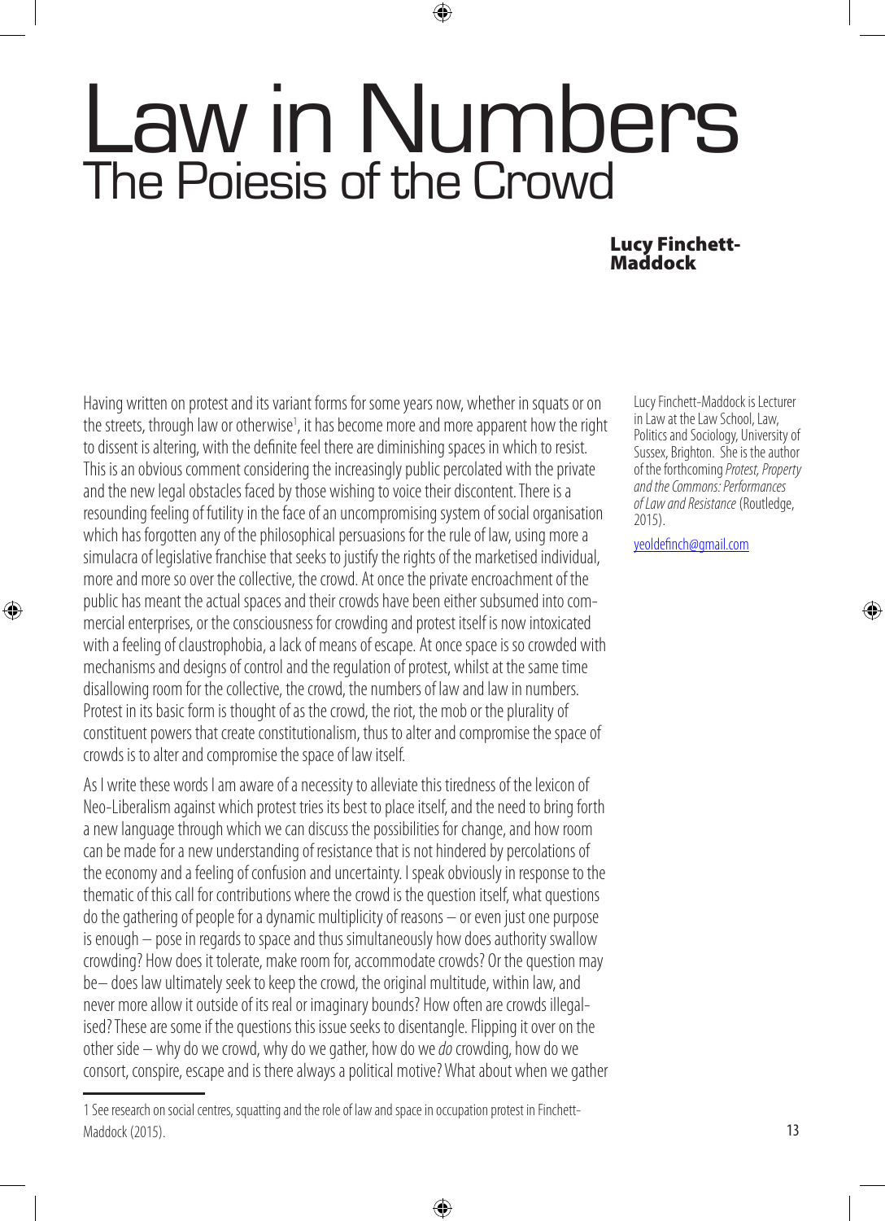# Law in Numbers
## The Poiesis of the Crowd

**Lucy Finchett-Maddock**

Lucy Finchett-Maddock is Lecturer in Law at the Law School, Law, Politics and Sociology, University of Sussex, Brighton. She is the author of the forthcoming *Protest, Property and the Commons: Performances of Law and Resistance* (Routledge, 2015).

yeoldefinch@gmail.com

Having written on protest and its variant forms for some years now, whether in squats or on the streets, through law or otherwise[1], it has become more and more apparent how the right to dissent is altering, with the definite feel there are diminishing spaces in which to resist. This is an obvious comment considering the increasingly public percolated with the private and the new legal obstacles faced by those wishing to voice their discontent. There is a resounding feeling of futility in the face of an uncompromising system of social organisation which has forgotten any of the philosophical persuasions for the rule of law, using more a simulacra of legislative franchise that seeks to justify the rights of the marketised individual, more and more so over the collective, the crowd. At once the private encroachment of the public has meant the actual spaces and their crowds have been either subsumed into commercial enterprises, or the consciousness for crowding and protest itself is now intoxicated with a feeling of claustrophobia, a lack of means of escape. At once space is so crowded with mechanisms and designs of control and the regulation of protest, whilst at the same time disallowing room for the collective, the crowd, the numbers of law and law in numbers. Protest in its basic form is thought of as the crowd, the riot, the mob or the plurality of constituent powers that create constitutionalism, thus to alter and compromise the space of crowds is to alter and compromise the space of law itself.

As I write these words I am aware of a necessity to alleviate this tiredness of the lexicon of Neo-Liberalism against which protest tries its best to place itself, and the need to bring forth a new language through which we can discuss the possibilities for change, and how room can be made for a new understanding of resistance that is not hindered by percolations of the economy and a feeling of confusion and uncertainty. I speak obviously in response to the thematic of this call for contributions where the crowd is the question itself, what questions do the gathering of people for a dynamic multiplicity of reasons – or even just one purpose is enough – pose in regards to space and thus simultaneously how does authority swallow crowding? How does it tolerate, make room for, accommodate crowds? Or the question may be– does law ultimately seek to keep the crowd, the original multitude, within law, and never more allow it outside of its real or imaginary bounds? How often are crowds illegalised? These are some if the questions this issue seeks to disentangle. Flipping it over on the other side – why do we crowd, why do we gather, how do we *do* crowding, how do we consort, conspire, escape and is there always a political motive? What about when we gather

1 See research on social centres, squatting and the role of law and space in occupation protest in Finchett-Maddock (2015).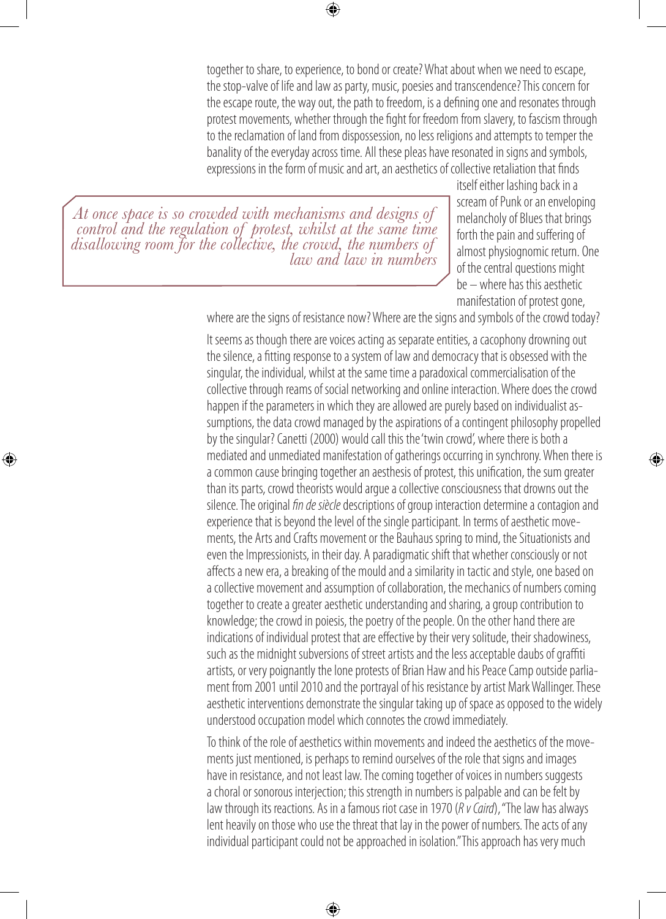together to share, to experience, to bond or create? What about when we need to escape, the stop-valve of life and law as party, music, poesies and transcendence? This concern for the escape route, the way out, the path to freedom, is a defining one and resonates through protest movements, whether through the fight for freedom from slavery, to fascism through to the reclamation of land from dispossession, no less religions and attempts to temper the banality of the everyday across time. All these pleas have resonated in signs and symbols, expressions in the form of music and art, an aesthetics of collective retaliation that finds itself either lashing back in a scream of Punk or an enveloping melancholy of Blues that brings forth the pain and suffering of almost physiognomic return. One of the central questions might be – where has this aesthetic manifestation of protest gone, where are the signs of resistance now? Where are the signs and symbols of the crowd today?

> *At once space is so crowded with mechanisms and designs of control and the regulation of protest, whilst at the same time disallowing room for the collective, the crowd, the numbers of law and law in numbers*

It seems as though there are voices acting as separate entities, a cacophony drowning out the silence, a fitting response to a system of law and democracy that is obsessed with the singular, the individual, whilst at the same time a paradoxical commercialisation of the collective through reams of social networking and online interaction. Where does the crowd happen if the parameters in which they are allowed are purely based on individualist assumptions, the data crowd managed by the aspirations of a contingent philosophy propelled by the singular? Canetti (2000) would call this the 'twin crowd', where there is both a mediated and unmediated manifestation of gatherings occurring in synchrony. When there is a common cause bringing together an aesthesis of protest, this unification, the sum greater than its parts, crowd theorists would argue a collective consciousness that drowns out the silence. The original *fin de siècle* descriptions of group interaction determine a contagion and experience that is beyond the level of the single participant. In terms of aesthetic movements, the Arts and Crafts movement or the Bauhaus spring to mind, the Situationists and even the Impressionists, in their day. A paradigmatic shift that whether consciously or not affects a new era, a breaking of the mould and a similarity in tactic and style, one based on a collective movement and assumption of collaboration, the mechanics of numbers coming together to create a greater aesthetic understanding and sharing, a group contribution to knowledge; the crowd in poiesis, the poetry of the people. On the other hand there are indications of individual protest that are effective by their very solitude, their shadowiness, such as the midnight subversions of street artists and the less acceptable daubs of graffiti artists, or very poignantly the lone protests of Brian Haw and his Peace Camp outside parliament from 2001 until 2010 and the portrayal of his resistance by artist Mark Wallinger. These aesthetic interventions demonstrate the singular taking up of space as opposed to the widely understood occupation model which connotes the crowd immediately.

To think of the role of aesthetics within movements and indeed the aesthetics of the movements just mentioned, is perhaps to remind ourselves of the role that signs and images have in resistance, and not least law. The coming together of voices in numbers suggests a choral or sonorous interjection; this strength in numbers is palpable and can be felt by law through its reactions. As in a famous riot case in 1970 (*R v Caird*), "The law has always lent heavily on those who use the threat that lay in the power of numbers. The acts of any individual participant could not be approached in isolation." This approach has very much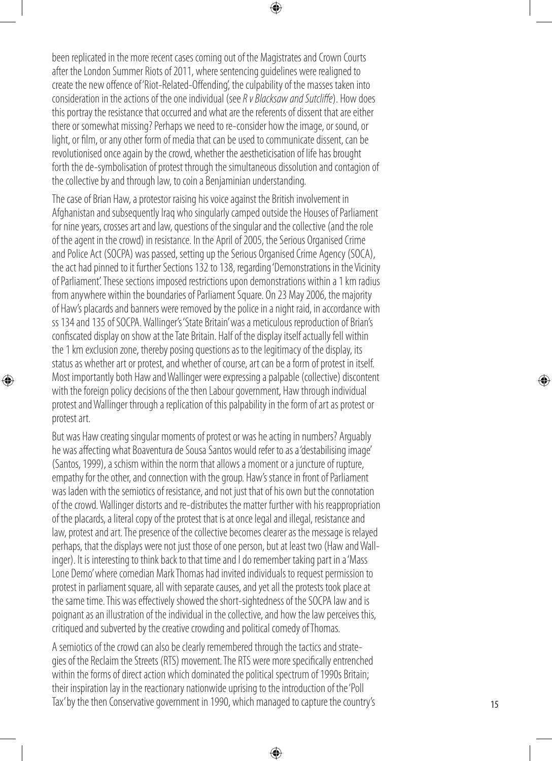been replicated in the more recent cases coming out of the Magistrates and Crown Courts after the London Summer Riots of 2011, where sentencing guidelines were realigned to create the new offence of 'Riot-Related-Offending', the culpability of the masses taken into consideration in the actions of the one individual (see *R v Blacksaw and Sutcliffe*). How does this portray the resistance that occurred and what are the referents of dissent that are either there or somewhat missing? Perhaps we need to re-consider how the image, or sound, or light, or film, or any other form of media that can be used to communicate dissent, can be revolutionised once again by the crowd, whether the aestheticisation of life has brought forth the de-symbolisation of protest through the simultaneous dissolution and contagion of the collective by and through law, to coin a Benjaminian understanding.

The case of Brian Haw, a protestor raising his voice against the British involvement in Afghanistan and subsequently Iraq who singularly camped outside the Houses of Parliament for nine years, crosses art and law, questions of the singular and the collective (and the role of the agent in the crowd) in resistance. In the April of 2005, the Serious Organised Crime and Police Act (SOCPA) was passed, setting up the Serious Organised Crime Agency (SOCA), the act had pinned to it further Sections 132 to 138, regarding 'Demonstrations in the Vicinity of Parliament'. These sections imposed restrictions upon demonstrations within a 1 km radius from anywhere within the boundaries of Parliament Square. On 23 May 2006, the majority of Haw's placards and banners were removed by the police in a night raid, in accordance with ss 134 and 135 of SOCPA. Wallinger's 'State Britain' was a meticulous reproduction of Brian's confiscated display on show at the Tate Britain. Half of the display itself actually fell within the 1 km exclusion zone, thereby posing questions as to the legitimacy of the display, its status as whether art or protest, and whether of course, art can be a form of protest in itself. Most importantly both Haw and Wallinger were expressing a palpable (collective) discontent with the foreign policy decisions of the then Labour government, Haw through individual protest and Wallinger through a replication of this palpability in the form of art as protest or protest art.

But was Haw creating singular moments of protest or was he acting in numbers? Arguably he was affecting what Boaventura de Sousa Santos would refer to as a 'destabilising image' (Santos, 1999), a schism within the norm that allows a moment or a juncture of rupture, empathy for the other, and connection with the group. Haw's stance in front of Parliament was laden with the semiotics of resistance, and not just that of his own but the connotation of the crowd. Wallinger distorts and re-distributes the matter further with his reappropriation of the placards, a literal copy of the protest that is at once legal and illegal, resistance and law, protest and art. The presence of the collective becomes clearer as the message is relayed perhaps, that the displays were not just those of one person, but at least two (Haw and Wallinger). It is interesting to think back to that time and I do remember taking part in a 'Mass Lone Demo' where comedian Mark Thomas had invited individuals to request permission to protest in parliament square, all with separate causes, and yet all the protests took place at the same time. This was effectively showed the short-sightedness of the SOCPA law and is poignant as an illustration of the individual in the collective, and how the law perceives this, critiqued and subverted by the creative crowding and political comedy of Thomas.

A semiotics of the crowd can also be clearly remembered through the tactics and strategies of the Reclaim the Streets (RTS) movement. The RTS were more specifically entrenched within the forms of direct action which dominated the political spectrum of 1990s Britain; their inspiration lay in the reactionary nationwide uprising to the introduction of the 'Poll Tax' by the then Conservative government in 1990, which managed to capture the country's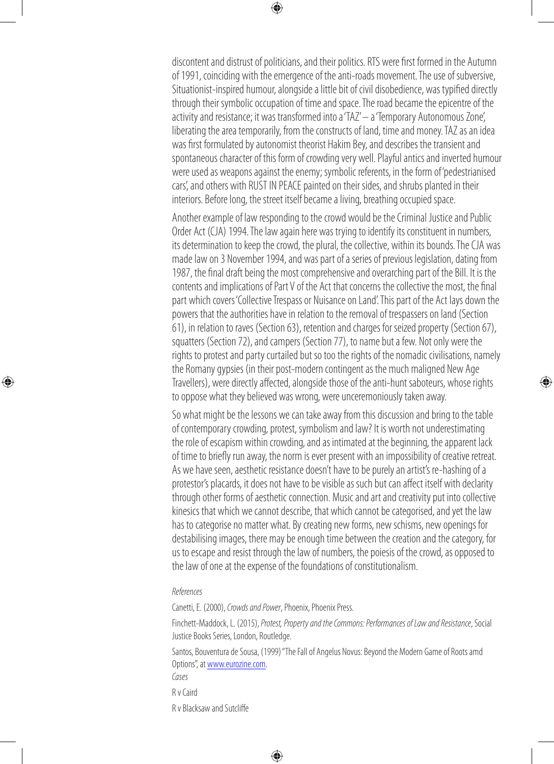discontent and distrust of politicians, and their politics. RTS were first formed in the Autumn of 1991, coinciding with the emergence of the anti-roads movement. The use of subversive, Situationist-inspired humour, alongside a little bit of civil disobedience, was typified directly through their symbolic occupation of time and space. The road became the epicentre of the activity and resistance; it was transformed into a 'TAZ' – a 'Temporary Autonomous Zone', liberating the area temporarily, from the constructs of land, time and money. TAZ as an idea was first formulated by autonomist theorist Hakim Bey, and describes the transient and spontaneous character of this form of crowding very well. Playful antics and inverted humour were used as weapons against the enemy; symbolic referents, in the form of 'pedestrianised cars', and others with RUST IN PEACE painted on their sides, and shrubs planted in their interiors. Before long, the street itself became a living, breathing occupied space.

Another example of law responding to the crowd would be the Criminal Justice and Public Order Act (CJA) 1994. The law again here was trying to identify its constituent in numbers, its determination to keep the crowd, the plural, the collective, within its bounds. The CJA was made law on 3 November 1994, and was part of a series of previous legislation, dating from 1987, the final draft being the most comprehensive and overarching part of the Bill. It is the contents and implications of Part V of the Act that concerns the collective the most, the final part which covers 'Collective Trespass or Nuisance on Land'. This part of the Act lays down the powers that the authorities have in relation to the removal of trespassers on land (Section 61), in relation to raves (Section 63), retention and charges for seized property (Section 67), squatters (Section 72), and campers (Section 77), to name but a few. Not only were the rights to protest and party curtailed but so too the rights of the nomadic civilisations, namely the Romany gypsies (in their post-modern contingent as the much maligned New Age Travellers), were directly affected, alongside those of the anti-hunt saboteurs, whose rights to oppose what they believed was wrong, were unceremoniously taken away.

So what might be the lessons we can take away from this discussion and bring to the table of contemporary crowding, protest, symbolism and law? It is worth not underestimating the role of escapism within crowding, and as intimated at the beginning, the apparent lack of time to briefly run away, the norm is ever present with an impossibility of creative retreat. As we have seen, aesthetic resistance doesn't have to be purely an artist's re-hashing of a protestor's placards, it does not have to be visible as such but can affect itself with declarity through other forms of aesthetic connection. Music and art and creativity put into collective kinesics that which we cannot describe, that which cannot be categorised, and yet the law has to categorise no matter what. By creating new forms, new schisms, new openings for destabilising images, there may be enough time between the creation and the category, for us to escape and resist through the law of numbers, the poiesis of the crowd, as opposed to the law of one at the expense of the foundations of constitutionalism.

*References*

Canetti, E. (2000), *Crowds and Power*, Phoenix, Phoenix Press.

Finchett-Maddock, L. (2015), *Protest, Property and the Commons: Performances of Law and Resistance*, Social Justice Books Series, London, Routledge.

Santos, Bouventura de Sousa, (1999) "The Fall of Angelus Novus: Beyond the Modern Game of Roots amd Options", at www.eurozine.com.

*Cases*

R v Caird

R v Blacksaw and Sutcliffe